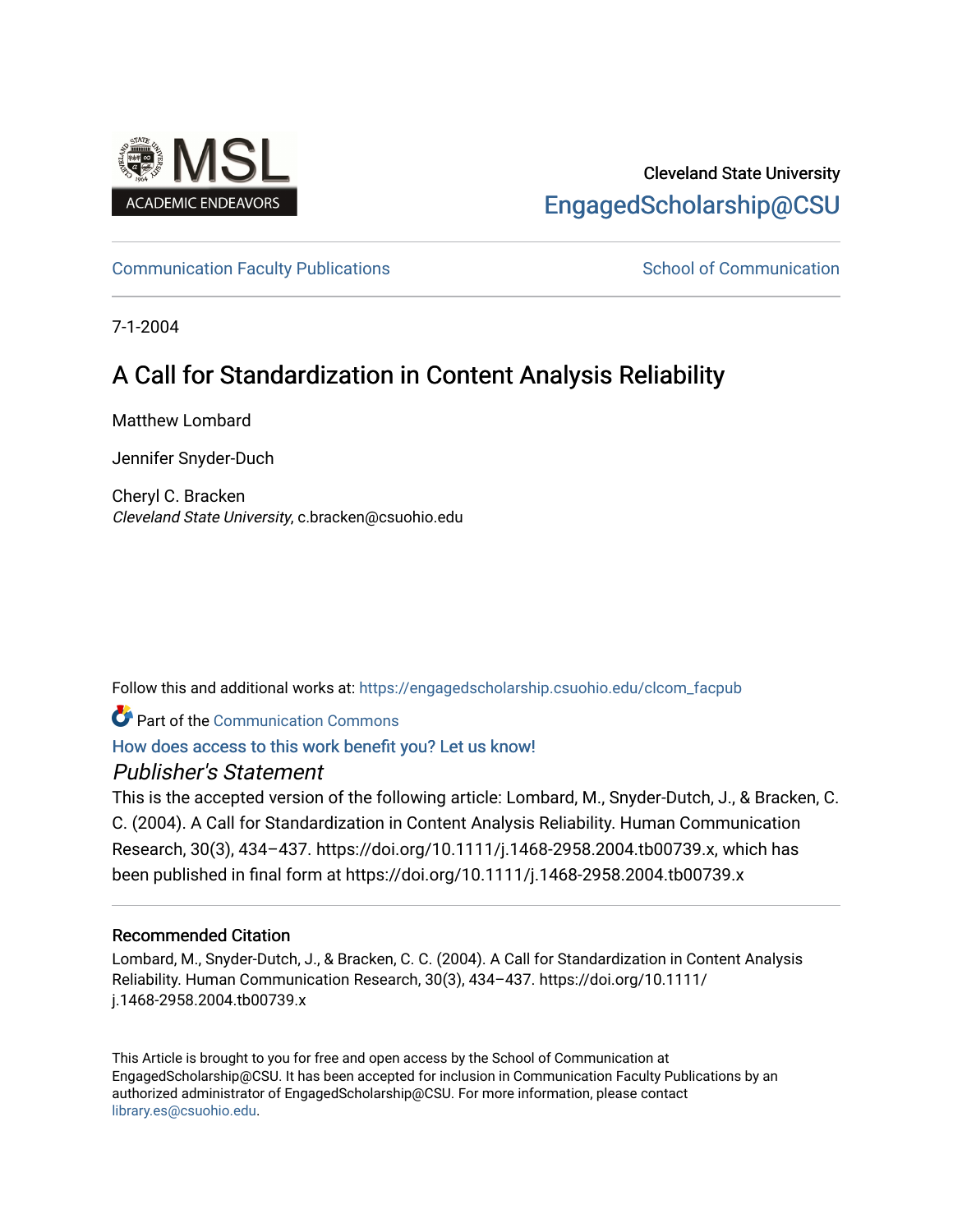Cleveland State University

EngagedScholarship@CSU

Communication Faculty Publications | School of Communication

7-1-2004

# A Call for Standardization in Content Analysis Reliability

Matthew Lombard

Jennifer Snyder-Duch

Cheryl C. Bracken
*Cleveland State University*, c.bracken@csuohio.edu

Follow this and additional works at: https://engagedscholarship.csuohio.edu/clcom_facpub

Part of the Communication Commons

How does access to this work benefit you? Let us know!

## *Publisher's Statement*

This is the accepted version of the following article: Lombard, M., Snyder-Dutch, J., & Bracken, C. C. (2004). A Call for Standardization in Content Analysis Reliability. Human Communication Research, 30(3), 434–437. https://doi.org/10.1111/j.1468-2958.2004.tb00739.x, which has been published in final form at https://doi.org/10.1111/j.1468-2958.2004.tb00739.x

### Recommended Citation

Lombard, M., Snyder-Dutch, J., & Bracken, C. C. (2004). A Call for Standardization in Content Analysis Reliability. Human Communication Research, 30(3), 434–437. https://doi.org/10.1111/j.1468-2958.2004.tb00739.x

This Article is brought to you for free and open access by the School of Communication at EngagedScholarship@CSU. It has been accepted for inclusion in Communication Faculty Publications by an authorized administrator of EngagedScholarship@CSU. For more information, please contact library.es@csuohio.edu.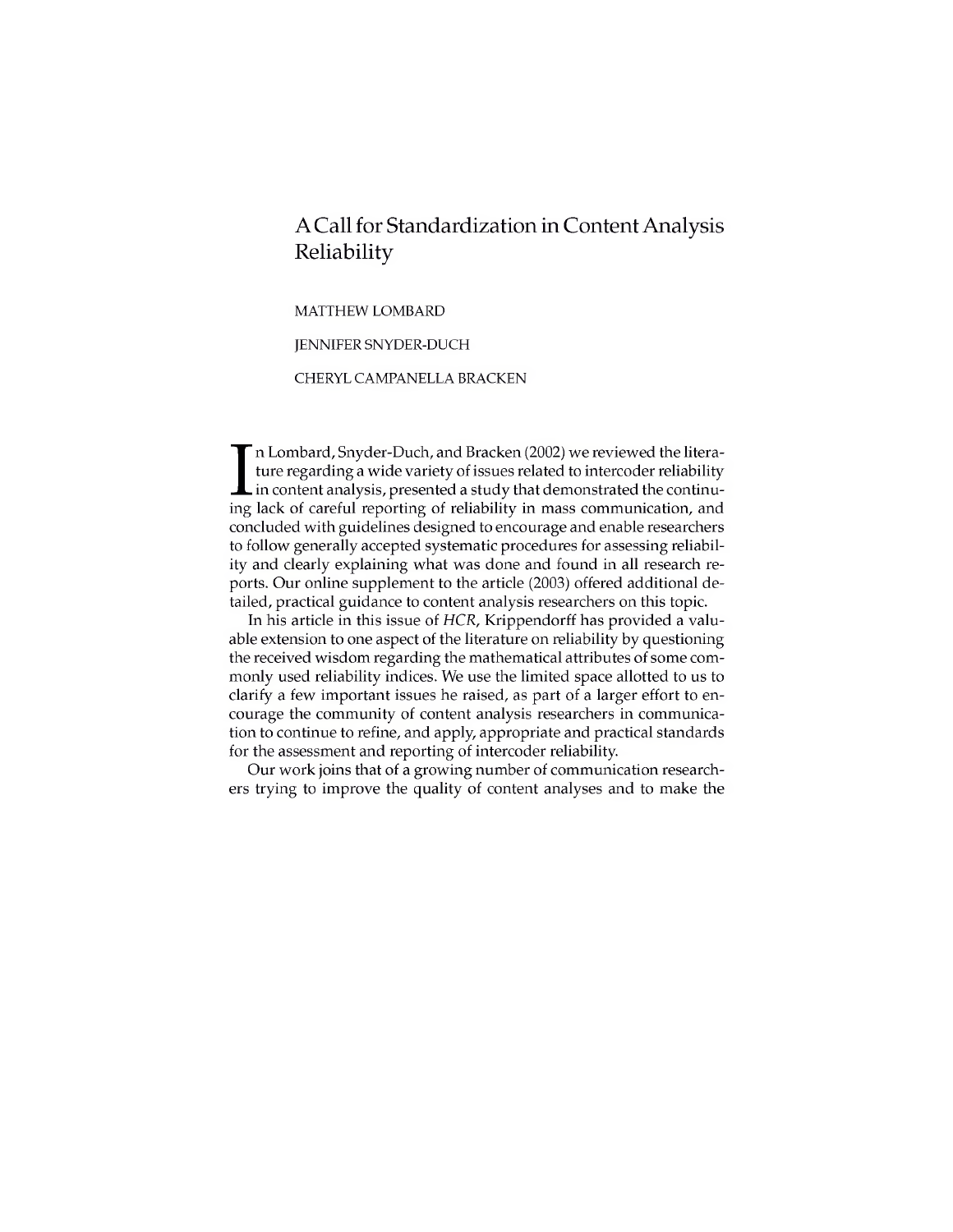# A Call for Standardization in Content Analysis Reliability

MATTHEW LOMBARD

JENNIFER SNYDER-DUCH

CHERYL CAMPANELLA BRACKEN

In Lombard, Snyder-Duch, and Bracken (2002) we reviewed the literature regarding a wide variety of issues related to intercoder reliability in content analysis, presented a study that demonstrated the continuing lack of careful reporting of reliability in mass communication, and concluded with guidelines designed to encourage and enable researchers to follow generally accepted systematic procedures for assessing reliability and clearly explaining what was done and found in all research reports. Our online supplement to the article (2003) offered additional detailed, practical guidance to content analysis researchers on this topic.

In his article in this issue of *HCR*, Krippendorff has provided a valuable extension to one aspect of the literature on reliability by questioning the received wisdom regarding the mathematical attributes of some commonly used reliability indices. We use the limited space allotted to us to clarify a few important issues he raised, as part of a larger effort to encourage the community of content analysis researchers in communication to continue to refine, and apply, appropriate and practical standards for the assessment and reporting of intercoder reliability.

Our work joins that of a growing number of communication researchers trying to improve the quality of content analyses and to make the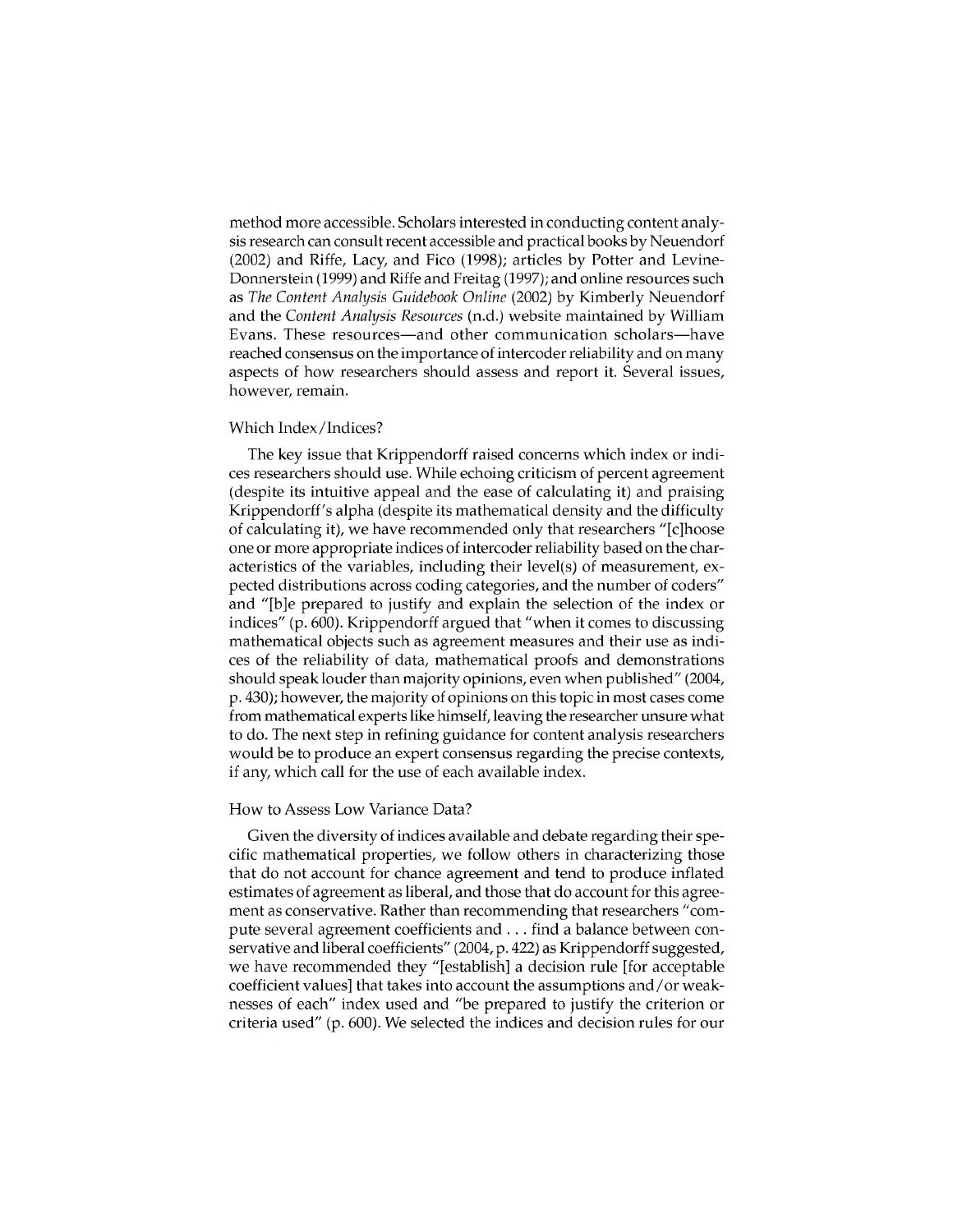method more accessible. Scholars interested in conducting content analysis research can consult recent accessible and practical books by Neuendorf (2002) and Riffe, Lacy, and Fico (1998); articles by Potter and Levine-Donnerstein (1999) and Riffe and Freitag (1997); and online resources such as *The Content Analysis Guidebook Online* (2002) by Kimberly Neuendorf and the *Content Analysis Resources* (n.d.) website maintained by William Evans. These resources—and other communication scholars—have reached consensus on the importance of intercoder reliability and on many aspects of how researchers should assess and report it. Several issues, however, remain.

### Which Index/Indices?

The key issue that Krippendorff raised concerns which index or indices researchers should use. While echoing criticism of percent agreement (despite its intuitive appeal and the ease of calculating it) and praising Krippendorff's alpha (despite its mathematical density and the difficulty of calculating it), we have recommended only that researchers "[c]hoose one or more appropriate indices of intercoder reliability based on the characteristics of the variables, including their level(s) of measurement, expected distributions across coding categories, and the number of coders" and "[b]e prepared to justify and explain the selection of the index or indices" (p. 600). Krippendorff argued that "when it comes to discussing mathematical objects such as agreement measures and their use as indices of the reliability of data, mathematical proofs and demonstrations should speak louder than majority opinions, even when published" (2004, p. 430); however, the majority of opinions on this topic in most cases come from mathematical experts like himself, leaving the researcher unsure what to do. The next step in refining guidance for content analysis researchers would be to produce an expert consensus regarding the precise contexts, if any, which call for the use of each available index.

### How to Assess Low Variance Data?

Given the diversity of indices available and debate regarding their specific mathematical properties, we follow others in characterizing those that do not account for chance agreement and tend to produce inflated estimates of agreement as liberal, and those that do account for this agreement as conservative. Rather than recommending that researchers "compute several agreement coefficients and . . . find a balance between conservative and liberal coefficients" (2004, p. 422) as Krippendorff suggested, we have recommended they "[establish] a decision rule [for acceptable coefficient values] that takes into account the assumptions and/or weaknesses of each" index used and "be prepared to justify the criterion or criteria used" (p. 600). We selected the indices and decision rules for our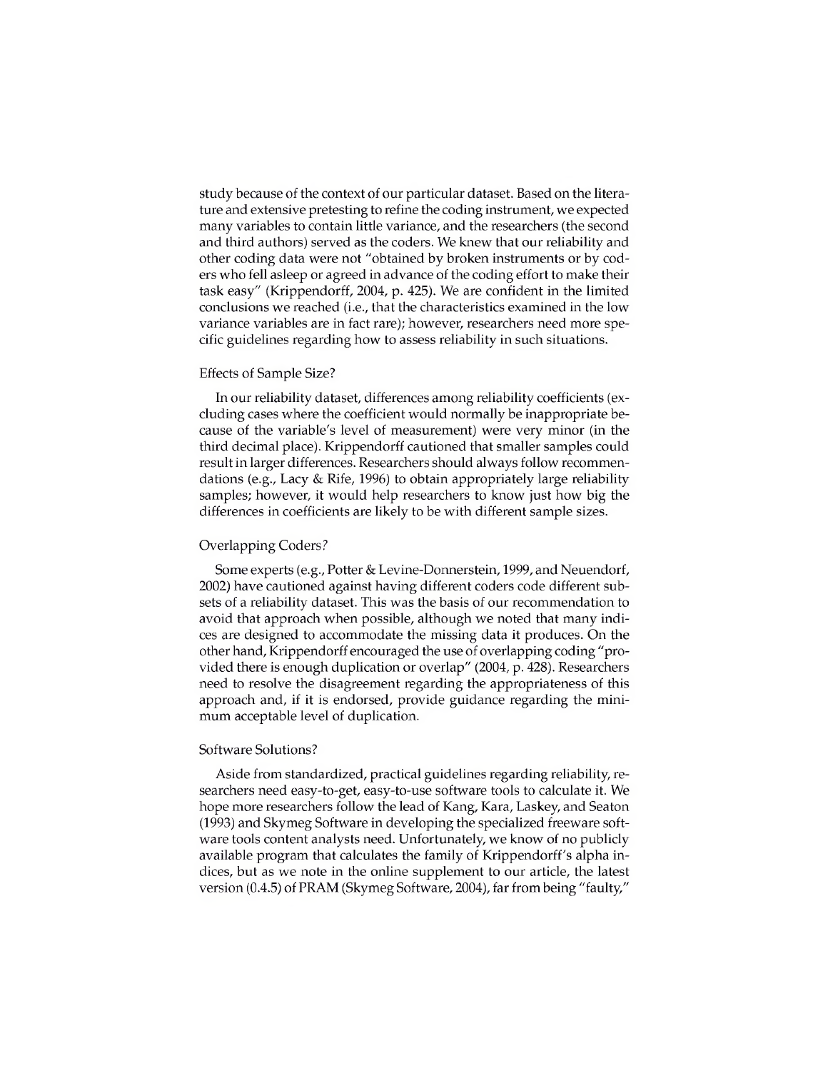study because of the context of our particular dataset. Based on the literature and extensive pretesting to refine the coding instrument, we expected many variables to contain little variance, and the researchers (the second and third authors) served as the coders. We knew that our reliability and other coding data were not "obtained by broken instruments or by coders who fell asleep or agreed in advance of the coding effort to make their task easy" (Krippendorff, 2004, p. 425). We are confident in the limited conclusions we reached (i.e., that the characteristics examined in the low variance variables are in fact rare); however, researchers need more specific guidelines regarding how to assess reliability in such situations.

### Effects of Sample Size?

In our reliability dataset, differences among reliability coefficients (excluding cases where the coefficient would normally be inappropriate because of the variable's level of measurement) were very minor (in the third decimal place). Krippendorff cautioned that smaller samples could result in larger differences. Researchers should always follow recommendations (e.g., Lacy & Rife, 1996) to obtain appropriately large reliability samples; however, it would help researchers to know just how big the differences in coefficients are likely to be with different sample sizes.

### Overlapping Coders?

Some experts (e.g., Potter & Levine-Donnerstein, 1999, and Neuendorf, 2002) have cautioned against having different coders code different subsets of a reliability dataset. This was the basis of our recommendation to avoid that approach when possible, although we noted that many indices are designed to accommodate the missing data it produces. On the other hand, Krippendorff encouraged the use of overlapping coding "provided there is enough duplication or overlap" (2004, p. 428). Researchers need to resolve the disagreement regarding the appropriateness of this approach and, if it is endorsed, provide guidance regarding the minimum acceptable level of duplication.

### Software Solutions?

Aside from standardized, practical guidelines regarding reliability, researchers need easy-to-get, easy-to-use software tools to calculate it. We hope more researchers follow the lead of Kang, Kara, Laskey, and Seaton (1993) and Skymeg Software in developing the specialized freeware software tools content analysts need. Unfortunately, we know of no publicly available program that calculates the family of Krippendorff's alpha indices, but as we note in the online supplement to our article, the latest version (0.4.5) of PRAM (Skymeg Software, 2004), far from being "faulty,"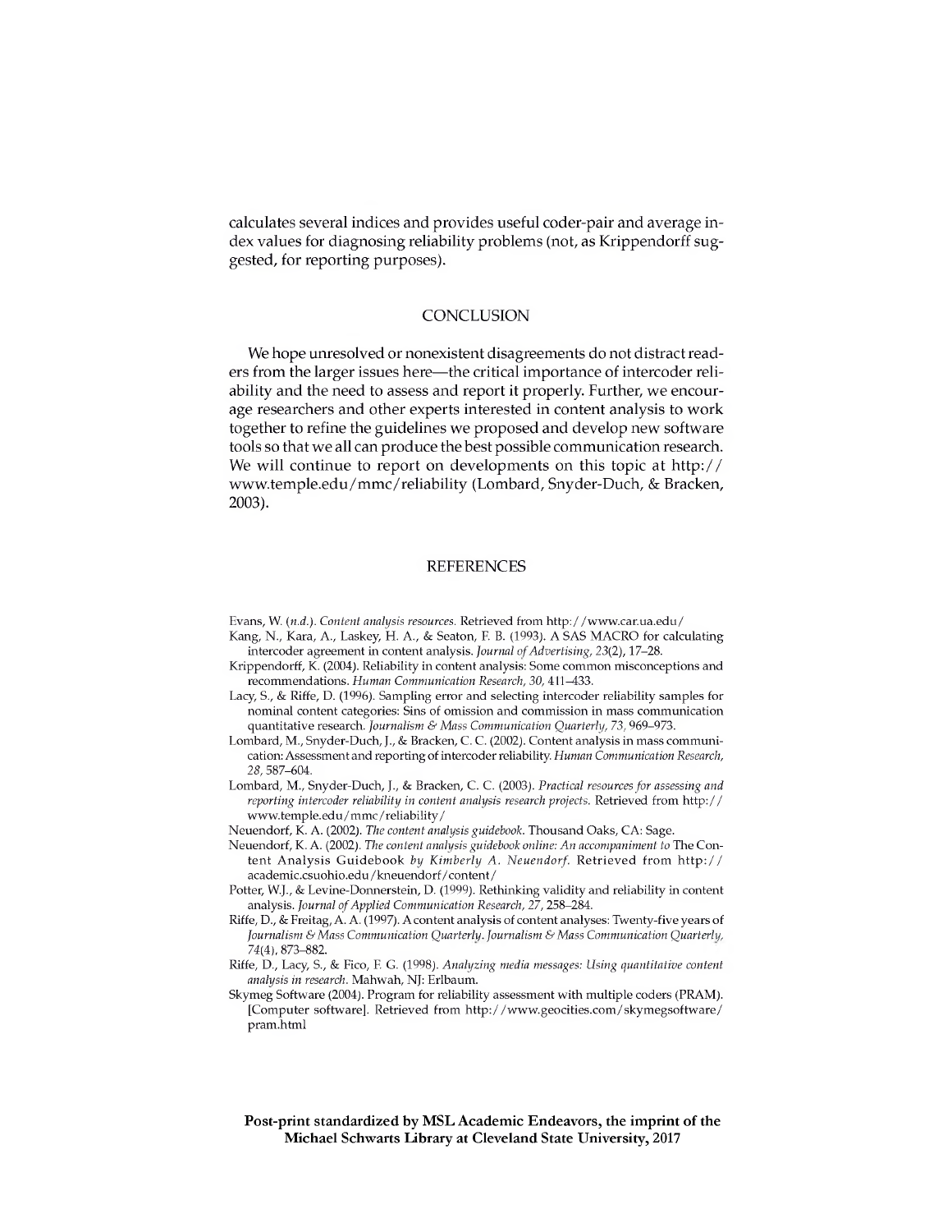calculates several indices and provides useful coder-pair and average index values for diagnosing reliability problems (not, as Krippendorff suggested, for reporting purposes).

## CONCLUSION

We hope unresolved or nonexistent disagreements do not distract readers from the larger issues here—the critical importance of intercoder reliability and the need to assess and report it properly. Further, we encourage researchers and other experts interested in content analysis to work together to refine the guidelines we proposed and develop new software tools so that we all can produce the best possible communication research. We will continue to report on developments on this topic at http://www.temple.edu/mmc/reliability (Lombard, Snyder-Duch, & Bracken, 2003).

## REFERENCES

Evans, W. (*n.d.*). *Content analysis resources.* Retrieved from http://www.car.ua.edu/

Kang, N., Kara, A., Laskey, H. A., & Seaton, F. B. (1993). A SAS MACRO for calculating intercoder agreement in content analysis. *Journal of Advertising, 23*(2), 17–28.

Krippendorff, K. (2004). Reliability in content analysis: Some common misconceptions and recommendations. *Human Communication Research, 30,* 411–433.

Lacy, S., & Riffe, D. (1996). Sampling error and selecting intercoder reliability samples for nominal content categories: Sins of omission and commission in mass communication quantitative research. *Journalism & Mass Communication Quarterly, 73,* 969–973.

Lombard, M., Snyder-Duch, J., & Bracken, C. C. (2002). Content analysis in mass communication: Assessment and reporting of intercoder reliability. *Human Communication Research, 28,* 587–604.

Lombard, M., Snyder-Duch, J., & Bracken, C. C. (2003). *Practical resources for assessing and reporting intercoder reliability in content analysis research projects.* Retrieved from http://www.temple.edu/mmc/reliability/

Neuendorf, K. A. (2002). *The content analysis guidebook.* Thousand Oaks, CA: Sage.

Neuendorf, K. A. (2002). *The content analysis guidebook online: An accompaniment to* The Content Analysis Guidebook *by Kimberly A. Neuendorf.* Retrieved from http://academic.csuohio.edu/kneuendorf/content/

Potter, W.J., & Levine-Donnerstein, D. (1999). Rethinking validity and reliability in content analysis. *Journal of Applied Communication Research, 27,* 258–284.

Riffe, D., & Freitag, A. A. (1997). A content analysis of content analyses: Twenty-five years of *Journalism & Mass Communication Quarterly*. *Journalism & Mass Communication Quarterly, 74*(4), 873–882.

Riffe, D., Lacy, S., & Fico, F. G. (1998). *Analyzing media messages: Using quantitative content analysis in research.* Mahwah, NJ: Erlbaum.

Skymeg Software (2004). Program for reliability assessment with multiple coders (PRAM). [Computer software]. Retrieved from http://www.geocities.com/skymegsoftware/pram.html

**Post-print standardized by MSL Academic Endeavors, the imprint of the Michael Schwartz Library at Cleveland State University, 2017**